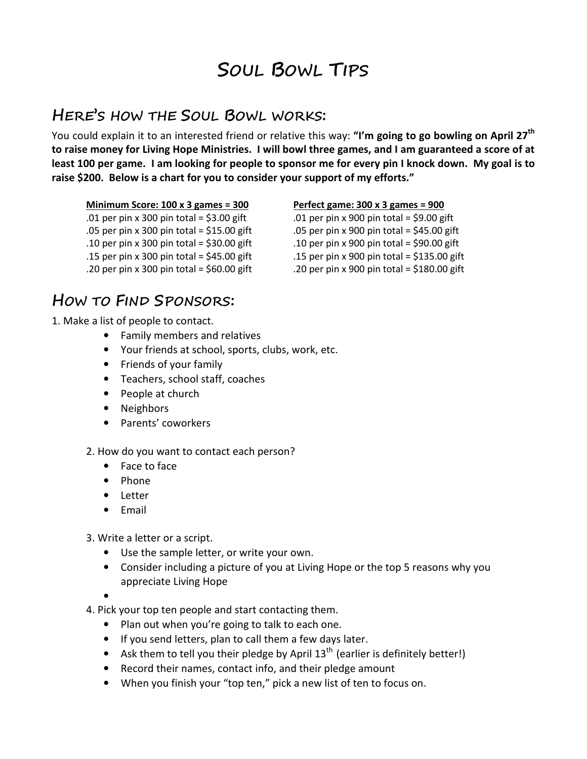# Soul Bowl Tips

## Here's how the Soul Bowl works:

You could explain it to an interested friend or relative this way: **"I'm going to go bowling on April 27th to raise money for Living Hope Ministries. I will bowl three games, and I am guaranteed a score of at least 100 per game. I am looking for people to sponsor me for every pin I knock down. My goal is to raise $200. Below is a chart for you to consider your support of my efforts."**

| **Minimum Score: 100 x 3 games = 300** | **Perfect game: 300 x 3 games = 900** |
|---|---|
| .01 per pin x 300 pin total = $3.00 gift | .01 per pin x 900 pin total = $9.00 gift |
| .05 per pin x 300 pin total = $15.00 gift | .05 per pin x 900 pin total = $45.00 gift |
| .10 per pin x 300 pin total = $30.00 gift | .10 per pin x 900 pin total = $90.00 gift |
| .15 per pin x 300 pin total = $45.00 gift | .15 per pin x 900 pin total = $135.00 gift |
| .20 per pin x 300 pin total = $60.00 gift | .20 per pin x 900 pin total = $180.00 gift |

## How to Find Sponsors:

1. Make a list of people to contact.
   - Family members and relatives
   - Your friends at school, sports, clubs, work, etc.
   - Friends of your family
   - Teachers, school staff, coaches
   - People at church
   - Neighbors
   - Parents' coworkers

2. How do you want to contact each person?
   - Face to face
   - Phone
   - Letter
   - Email

3. Write a letter or a script.
   - Use the sample letter, or write your own.
   - Consider including a picture of you at Living Hope or the top 5 reasons why you appreciate Living Hope

4. Pick your top ten people and start contacting them.
   - Plan out when you're going to talk to each one.
   - If you send letters, plan to call them a few days later.
   - Ask them to tell you their pledge by April 13th (earlier is definitely better!)
   - Record their names, contact info, and their pledge amount
   - When you finish your "top ten," pick a new list of ten to focus on.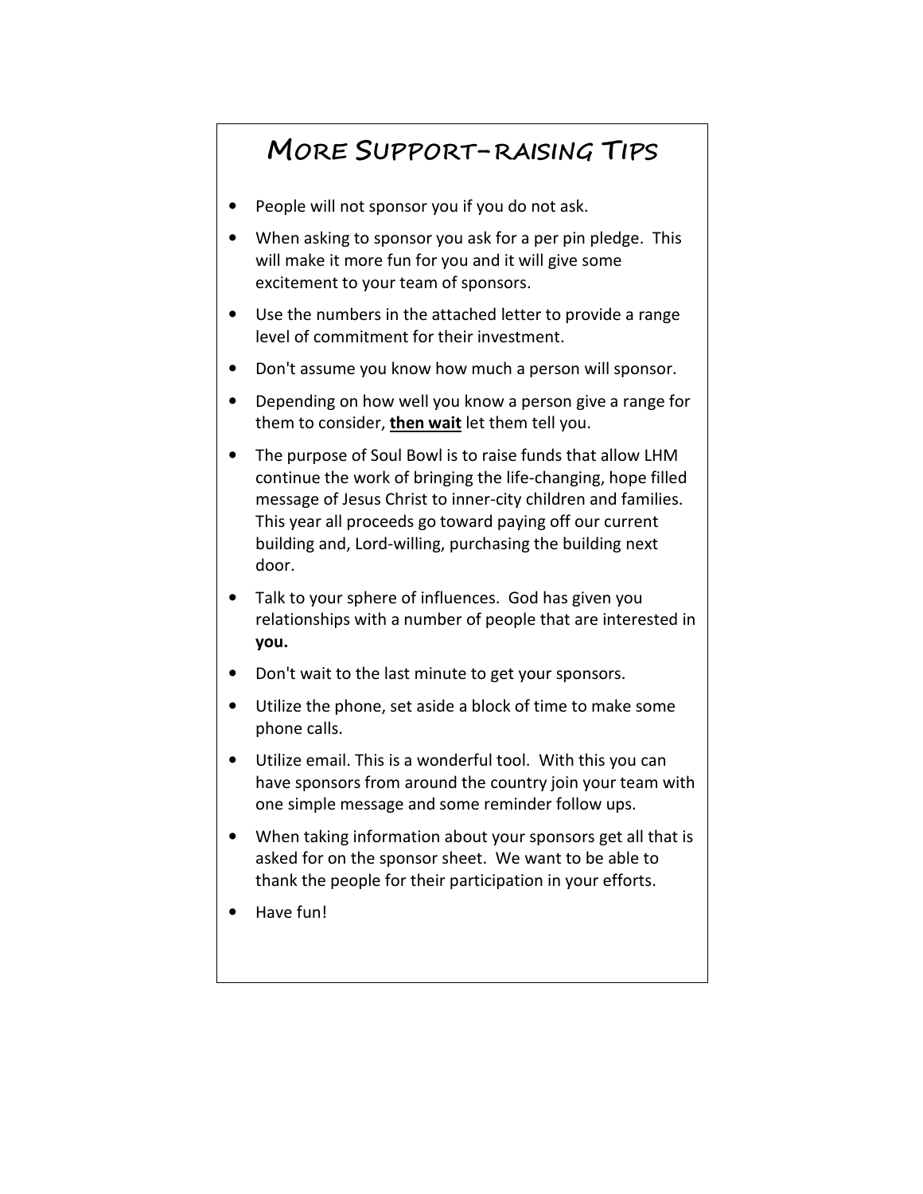# More Support-raising Tips

- People will not sponsor you if you do not ask.
- When asking to sponsor you ask for a per pin pledge. This will make it more fun for you and it will give some excitement to your team of sponsors.
- Use the numbers in the attached letter to provide a range level of commitment for their investment.
- Don't assume you know how much a person will sponsor.
- Depending on how well you know a person give a range for them to consider, **<u>then wait</u>** let them tell you.
- The purpose of Soul Bowl is to raise funds that allow LHM continue the work of bringing the life-changing, hope filled message of Jesus Christ to inner-city children and families. This year all proceeds go toward paying off our current building and, Lord-willing, purchasing the building next door.
- Talk to your sphere of influences. God has given you relationships with a number of people that are interested in **you.**
- Don't wait to the last minute to get your sponsors.
- Utilize the phone, set aside a block of time to make some phone calls.
- Utilize email. This is a wonderful tool. With this you can have sponsors from around the country join your team with one simple message and some reminder follow ups.
- When taking information about your sponsors get all that is asked for on the sponsor sheet. We want to be able to thank the people for their participation in your efforts.
- Have fun!